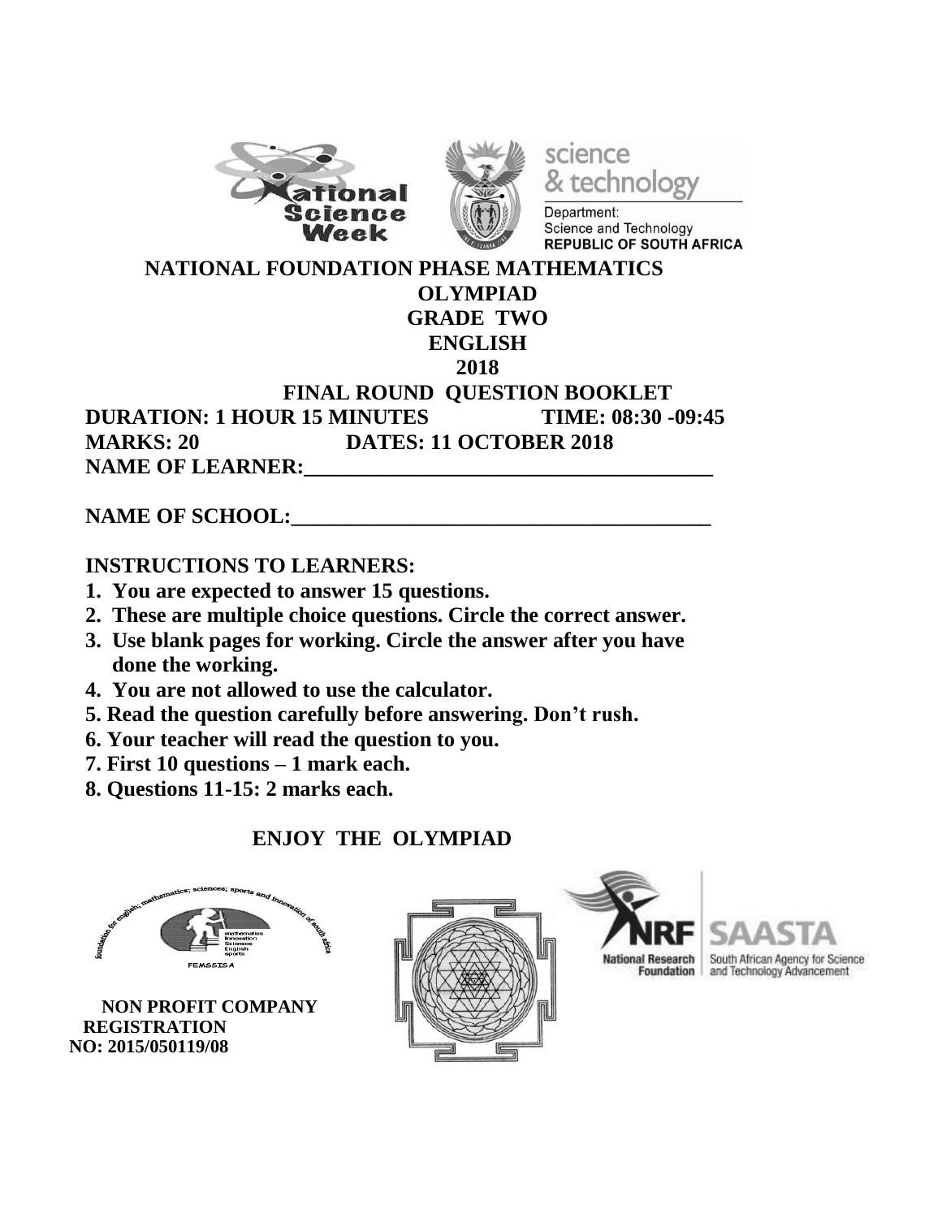science
& technology

Department:
Science and Technology
**REPUBLIC OF SOUTH AFRICA**

# NATIONAL FOUNDATION PHASE MATHEMATICS OLYMPIAD

## GRADE TWO

## ENGLISH

## 2018

## FINAL ROUND QUESTION BOOKLET

**DURATION: 1 HOUR 15 MINUTES** **TIME: 08:30 -09:45**

**MARKS: 20** **DATES: 11 OCTOBER 2018**

**NAME OF LEARNER:_______________________________________**

**NAME OF SCHOOL:_______________________________________**

**INSTRUCTIONS TO LEARNERS:**

1. **You are expected to answer 15 questions.**
2. **These are multiple choice questions. Circle the correct answer.**
3. **Use blank pages for working. Circle the answer after you have done the working.**
4. **You are not allowed to use the calculator.**
5. **Read the question carefully before answering. Don't rush.**
6. **Your teacher will read the question to you.**
7. **First 10 questions – 1 mark each.**
8. **Questions 11-15: 2 marks each.**

**ENJOY THE OLYMPIAD**

**NON PROFIT COMPANY REGISTRATION NO: 2015/050119/08**

National Research Foundation | SAASTA South African Agency for Science and Technology Advancement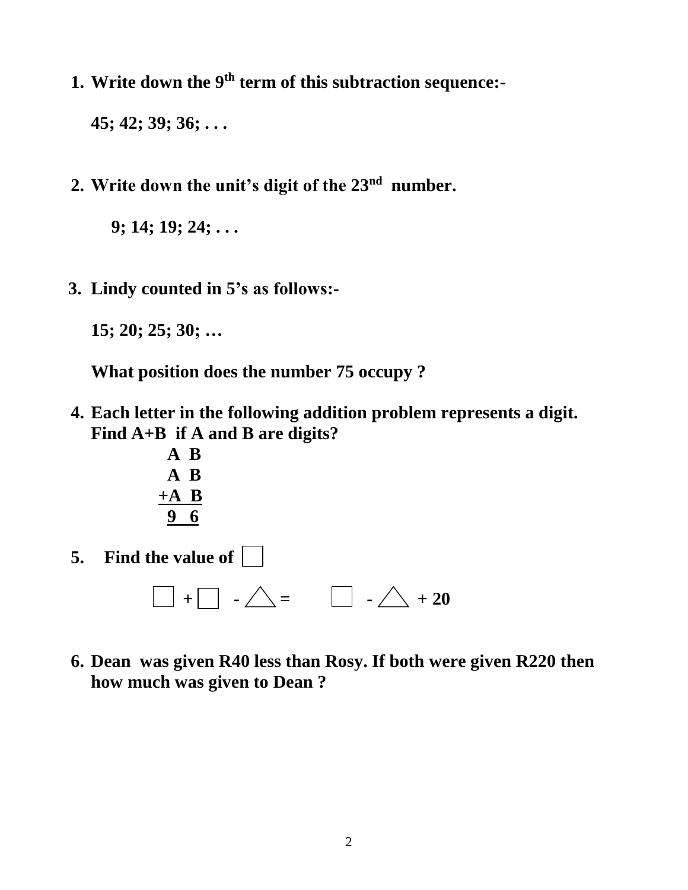1. **Write down the 9th term of this subtraction sequence:-**

   **45; 42; 39; 36; . . .**

2. **Write down the unit's digit of the 23nd number.**

   **9; 14; 19; 24; . . .**

3. **Lindy counted in 5's as follows:-**

   **15; 20; 25; 30; …**

   **What position does the number 75 occupy ?**

4. **Each letter in the following addition problem represents a digit. Find A+B if A and B are digits?**

```
   A B
   A B
  +A B
  ----
   9 6
```

5. **Find the value of □**

   **□ + □ - △ = □ - △ + 20**

6. **Dean was given R40 less than Rosy. If both were given R220 then how much was given to Dean ?**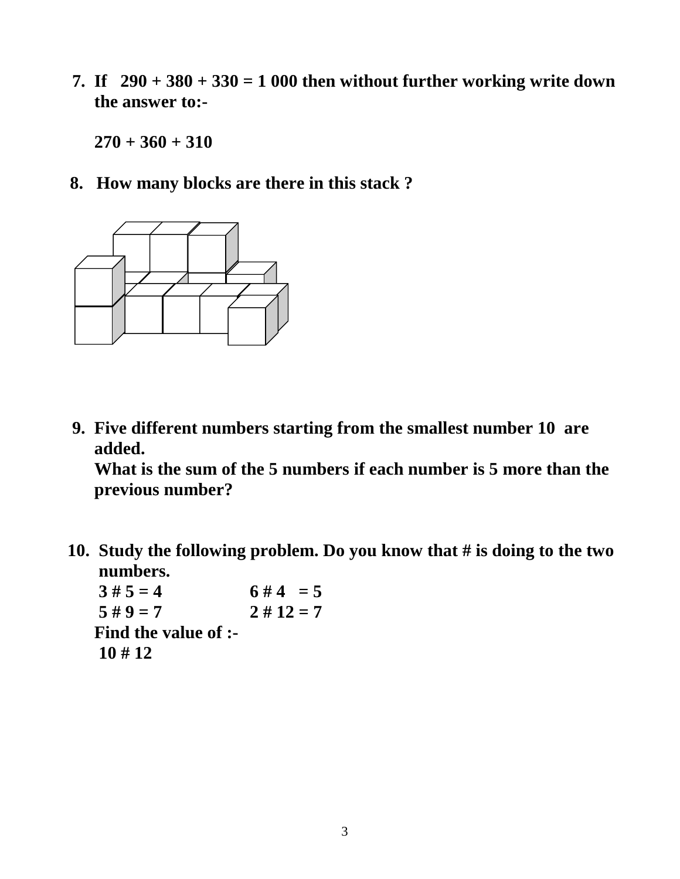7. If 290 + 380 + 330 = 1 000 then without further working write down the answer to:-

   270 + 360 + 310

8. How many blocks are there in this stack ?

9. Five different numbers starting from the smallest number 10 are added.
   What is the sum of the 5 numbers if each number is 5 more than the previous number?

10. Study the following problem. Do you know that # is doing to the two numbers.

    3 # 5 = 4 &nbsp;&nbsp;&nbsp;&nbsp;&nbsp;&nbsp;&nbsp;&nbsp; 6 # 4 = 5
    
    5 # 9 = 7 &nbsp;&nbsp;&nbsp;&nbsp;&nbsp;&nbsp;&nbsp;&nbsp; 2 # 12 = 7

    Find the value of :-

    10 # 12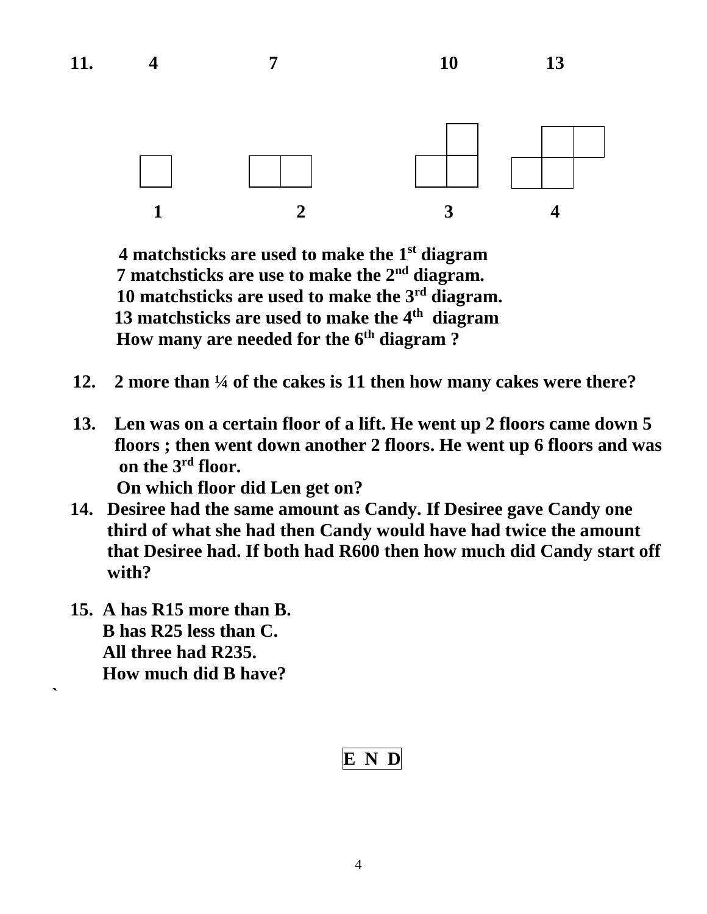**11.** 4 7 10 13

1 2 3 4

**4 matchsticks are used to make the 1st diagram**
**7 matchsticks are use to make the 2nd diagram.**
**10 matchsticks are used to make the 3rd diagram.**
**13 matchsticks are used to make the 4th diagram**
**How many are needed for the 6th diagram ?**

**12.** **2 more than ¼ of the cakes is 11 then how many cakes were there?**

**13.** **Len was on a certain floor of a lift. He went up 2 floors came down 5 floors ; then went down another 2 floors. He went up 6 floors and was on the 3rd floor.**
**On which floor did Len get on?**

**14.** **Desiree had the same amount as Candy. If Desiree gave Candy one third of what she had then Candy would have had twice the amount that Desiree had. If both had R600 then how much did Candy start off with?**

**15.** **A has R15 more than B.**
**B has R25 less than C.**
**All three had R235.**
**How much did B have?**

**E N D**